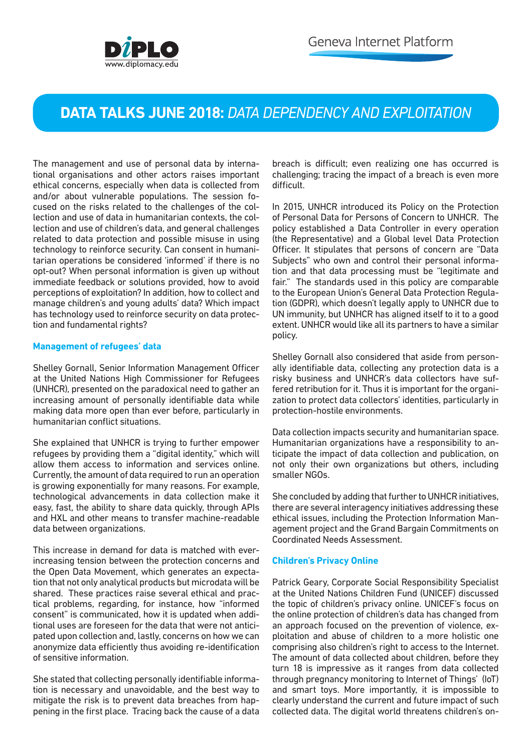# DATA TALKS JUNE 2018: *DATA DEPENDENCY AND EXPLOITATION*

The management and use of personal data by international organisations and other actors raises important ethical concerns, especially when data is collected from and/or about vulnerable populations. The session focused on the risks related to the challenges of the collection and use of data in humanitarian contexts, the collection and use of children's data, and general challenges related to data protection and possible misuse in using technology to reinforce security. Can consent in humanitarian operations be considered 'informed' if there is no opt-out? When personal information is given up without immediate feedback or solutions provided, how to avoid perceptions of exploitation? In addition, how to collect and manage children's and young adults' data? Which impact has technology used to reinforce security on data protection and fundamental rights?

### Management of refugees' data

Shelley Gornall, Senior Information Management Officer at the United Nations High Commissioner for Refugees (UNHCR), presented on the paradoxical need to gather an increasing amount of personally identifiable data while making data more open than ever before, particularly in humanitarian conflict situations.

She explained that UNHCR is trying to further empower refugees by providing them a "digital identity," which will allow them access to information and services online. Currently, the amount of data required to run an operation is growing exponentially for many reasons. For example, technological advancements in data collection make it easy, fast, the ability to share data quickly, through APIs and HXL and other means to transfer machine-readable data between organizations.

This increase in demand for data is matched with ever-increasing tension between the protection concerns and the Open Data Movement, which generates an expectation that not only analytical products but microdata will be shared. These practices raise several ethical and practical problems, regarding, for instance, how "informed consent" is communicated, how it is updated when additional uses are foreseen for the data that were not anticipated upon collection and, lastly, concerns on how we can anonymize data efficiently thus avoiding re-identification of sensitive information.

She stated that collecting personally identifiable information is necessary and unavoidable, and the best way to mitigate the risk is to prevent data breaches from happening in the first place. Tracing back the cause of a data breach is difficult; even realizing one has occurred is challenging; tracing the impact of a breach is even more difficult.

In 2015, UNHCR introduced its Policy on the Protection of Personal Data for Persons of Concern to UNHCR. The policy established a Data Controller in every operation (the Representative) and a Global level Data Protection Officer. It stipulates that persons of concern are "Data Subjects" who own and control their personal information and that data processing must be "legitimate and fair." The standards used in this policy are comparable to the European Union's General Data Protection Regulation (GDPR), which doesn't legally apply to UNHCR due to UN immunity, but UNHCR has aligned itself to it to a good extent. UNHCR would like all its partners to have a similar policy.

Shelley Gornall also considered that aside from personally identifiable data, collecting any protection data is a risky business and UNHCR's data collectors have suffered retribution for it. Thus it is important for the organization to protect data collectors' identities, particularly in protection-hostile environments.

Data collection impacts security and humanitarian space. Humanitarian organizations have a responsibility to anticipate the impact of data collection and publication, on not only their own organizations but others, including smaller NGOs.

She concluded by adding that further to UNHCR initiatives, there are several interagency initiatives addressing these ethical issues, including the Protection Information Management project and the Grand Bargain Commitments on Coordinated Needs Assessment.

### Children's Privacy Online

Patrick Geary, Corporate Social Responsibility Specialist at the United Nations Children Fund (UNICEF) discussed the topic of children's privacy online. UNICEF's focus on the online protection of children's data has changed from an approach focused on the prevention of violence, exploitation and abuse of children to a more holistic one comprising also children's right to access to the Internet. The amount of data collected about children, before they turn 18 is impressive as it ranges from data collected through pregnancy monitoring to Internet of Things' (IoT) and smart toys. More importantly, it is impossible to clearly understand the current and future impact of such collected data. The digital world threatens children's on-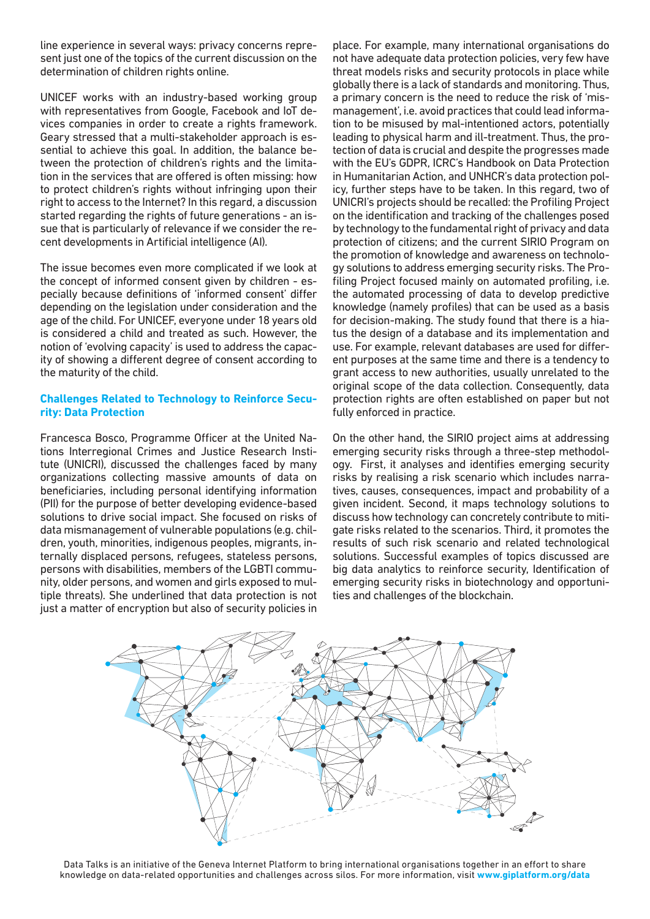line experience in several ways: privacy concerns represent just one of the topics of the current discussion on the determination of children rights online.

UNICEF works with an industry-based working group with representatives from Google, Facebook and IoT devices companies in order to create a rights framework. Geary stressed that a multi-stakeholder approach is essential to achieve this goal. In addition, the balance between the protection of children's rights and the limitation in the services that are offered is often missing: how to protect children's rights without infringing upon their right to access to the Internet? In this regard, a discussion started regarding the rights of future generations - an issue that is particularly of relevance if we consider the recent developments in Artificial intelligence (AI).

The issue becomes even more complicated if we look at the concept of informed consent given by children - especially because definitions of 'informed consent' differ depending on the legislation under consideration and the age of the child. For UNICEF, everyone under 18 years old is considered a child and treated as such. However, the notion of 'evolving capacity' is used to address the capacity of showing a different degree of consent according to the maturity of the child.

## Challenges Related to Technology to Reinforce Security: Data Protection

Francesca Bosco, Programme Officer at the United Nations Interregional Crimes and Justice Research Institute (UNICRI), discussed the challenges faced by many organizations collecting massive amounts of data on beneficiaries, including personal identifying information (PII) for the purpose of better developing evidence-based solutions to drive social impact. She focused on risks of data mismanagement of vulnerable populations (e.g. children, youth, minorities, indigenous peoples, migrants, internally displaced persons, refugees, stateless persons, persons with disabilities, members of the LGBTI community, older persons, and women and girls exposed to multiple threats). She underlined that data protection is not just a matter of encryption but also of security policies in place. For example, many international organisations do not have adequate data protection policies, very few have threat models risks and security protocols in place while globally there is a lack of standards and monitoring. Thus, a primary concern is the need to reduce the risk of 'mismanagement', i.e. avoid practices that could lead information to be misused by mal-intentioned actors, potentially leading to physical harm and ill-treatment. Thus, the protection of data is crucial and despite the progresses made with the EU's GDPR, ICRC's Handbook on Data Protection in Humanitarian Action, and UNHCR's data protection policy, further steps have to be taken. In this regard, two of UNICRI's projects should be recalled: the Profiling Project on the identification and tracking of the challenges posed by technology to the fundamental right of privacy and data protection of citizens; and the current SIRIO Program on the promotion of knowledge and awareness on technology solutions to address emerging security risks. The Profiling Project focused mainly on automated profiling, i.e. the automated processing of data to develop predictive knowledge (namely profiles) that can be used as a basis for decision-making. The study found that there is a hiatus the design of a database and its implementation and use. For example, relevant databases are used for different purposes at the same time and there is a tendency to grant access to new authorities, usually unrelated to the original scope of the data collection. Consequently, data protection rights are often established on paper but not fully enforced in practice.

On the other hand, the SIRIO project aims at addressing emerging security risks through a three-step methodology. First, it analyses and identifies emerging security risks by realising a risk scenario which includes narratives, causes, consequences, impact and probability of a given incident. Second, it maps technology solutions to discuss how technology can concretely contribute to mitigate risks related to the scenarios. Third, it promotes the results of such risk scenario and related technological solutions. Successful examples of topics discussed are big data analytics to reinforce security, Identification of emerging security risks in biotechnology and opportunities and challenges of the blockchain.

Data Talks is an initiative of the Geneva Internet Platform to bring international organisations together in an effort to share knowledge on data-related opportunities and challenges across silos. For more information, visit **www.giplatform.org/data**